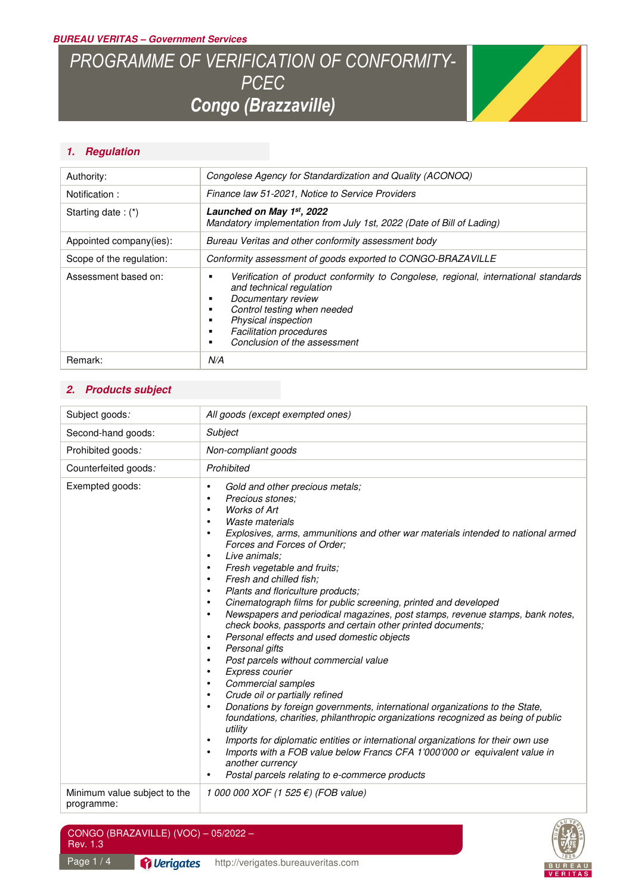**BUREAU VERITAS – Government Services**

# PROGRAMME OF VERIFICATION OF CONFORMITY-PCEC
# Congo (Brazzaville)

## 1. Regulation

| | |
|---|---|
| Authority: | *Congolese Agency for Standardization and Quality (ACONOQ)* |
| Notification : | *Finance law 51-2021, Notice to Service Providers* |
| Starting date : (*) | ***Launched on May 1st, 2022***<br>*Mandatory implementation from July 1st, 2022 (Date of Bill of Lading)* |
| Appointed company(ies): | *Bureau Veritas and other conformity assessment body* |
| Scope of the regulation: | *Conformity assessment of goods exported to CONGO-BRAZAVILLE* |
| Assessment based on: | ▪ *Verification of product conformity to Congolese, regional, international standards and technical regulation*<br>▪ *Documentary review*<br>▪ *Control testing when needed*<br>▪ *Physical inspection*<br>▪ *Facilitation procedures*<br>▪ *Conclusion of the assessment* |
| Remark: | *N/A* |

## 2. Products subject

| | |
|---|---|
| Subject goods: | *All goods (except exempted ones)* |
| Second-hand goods: | *Subject* |
| Prohibited goods: | *Non-compliant goods* |
| Counterfeited goods: | *Prohibited* |
| Exempted goods: | • *Gold and other precious metals;*<br>• *Precious stones;*<br>• *Works of Art*<br>• *Waste materials*<br>• *Explosives, arms, ammunitions and other war materials intended to national armed Forces and Forces of Order;*<br>• *Live animals;*<br>• *Fresh vegetable and fruits;*<br>• *Fresh and chilled fish;*<br>• *Plants and floriculture products;*<br>• *Cinematograph films for public screening, printed and developed*<br>• *Newspapers and periodical magazines, post stamps, revenue stamps, bank notes, check books, passports and certain other printed documents;*<br>• *Personal effects and used domestic objects*<br>• *Personal gifts*<br>• *Post parcels without commercial value*<br>• *Express courier*<br>• *Commercial samples*<br>• *Crude oil or partially refined*<br>• *Donations by foreign governments, international organizations to the State, foundations, charities, philanthropic organizations recognized as being of public utility*<br>• *Imports for diplomatic entities or international organizations for their own use*<br>• *Imports with a FOB value below Francs CFA 1'000'000 or equivalent value in another currency*<br>• *Postal parcels relating to e-commerce products* |
| Minimum value subject to the programme: | *1 000 000 XOF (1 525 €) (FOB value)* |

CONGO (BRAZZAVILLE) (VOC) – 05/2022 – Rev. 1.3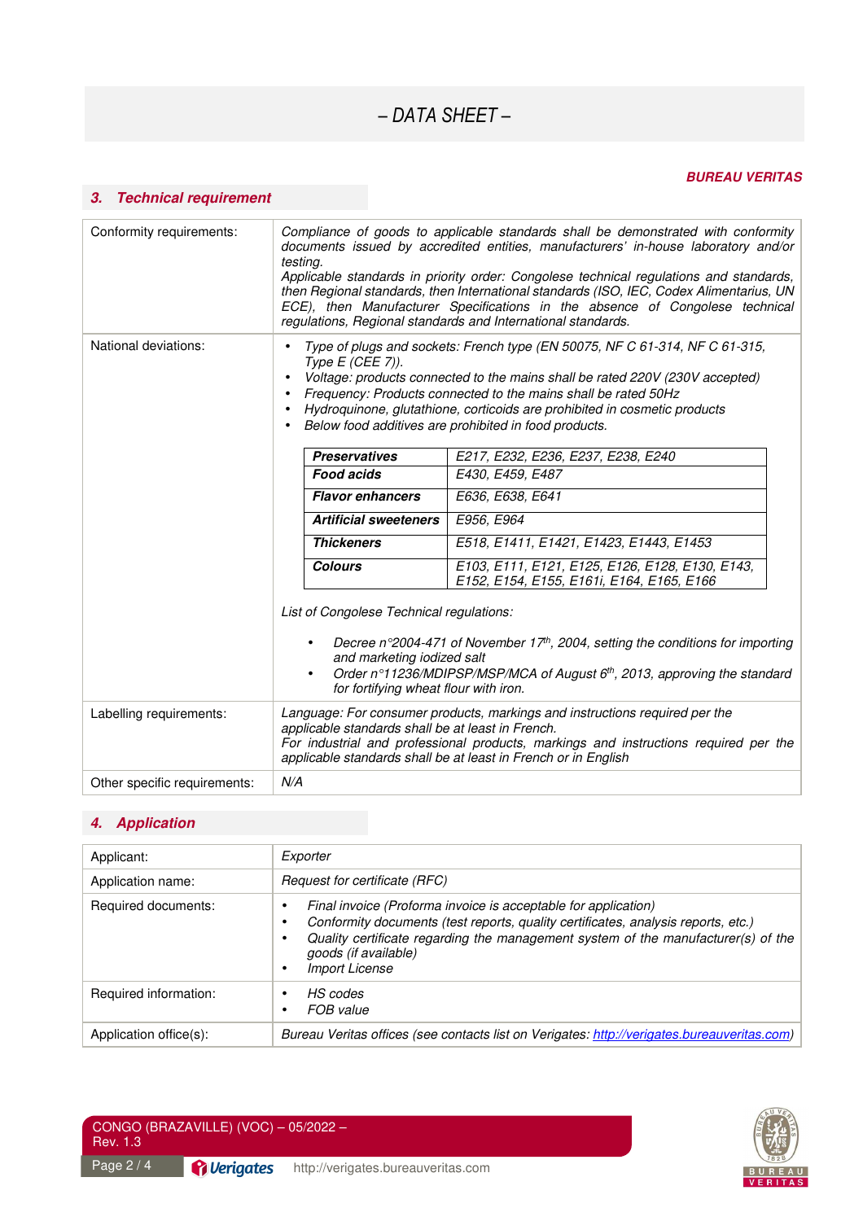## 3. Technical requirement

| | |
|---|---|
| Conformity requirements: | *Compliance of goods to applicable standards shall be demonstrated with conformity documents issued by accredited entities, manufacturers' in-house laboratory and/or testing.*<br>*Applicable standards in priority order: Congolese technical regulations and standards, then Regional standards, then International standards (ISO, IEC, Codex Alimentarius, UN ECE), then Manufacturer Specifications in the absence of Congolese technical regulations, Regional standards and International standards.* |
| National deviations: | • *Type of plugs and sockets: French type (EN 50075, NF C 61-314, NF C 61-315, Type E (CEE 7)).*<br>• *Voltage: products connected to the mains shall be rated 220V (230V accepted)*<br>• *Frequency: Products connected to the mains shall be rated 50Hz*<br>• *Hydroquinone, glutathione, corticoids are prohibited in cosmetic products*<br>• *Below food additives are prohibited in food products.*<br><br>***Preservatives***: *E217, E232, E236, E237, E238, E240*<br>***Food acids***: *E430, E459, E487*<br>***Flavor enhancers***: *E636, E638, E641*<br>***Artificial sweeteners***: *E956, E964*<br>***Thickeners***: *E518, E1411, E1421, E1423, E1443, E1453*<br>***Colours***: *E103, E111, E121, E125, E126, E128, E130, E143, E152, E154, E155, E161i, E164, E165, E166*<br><br>*List of Congolese Technical regulations:*<br>• *Decree n°2004-471 of November 17th, 2004, setting the conditions for importing and marketing iodized salt*<br>• *Order n°11236/MDIPSP/MSP/MCA of August 6th, 2013, approving the standard for fortifying wheat flour with iron.* |
| Labelling requirements: | *Language: For consumer products, markings and instructions required per the applicable standards shall be at least in French.*<br>*For industrial and professional products, markings and instructions required per the applicable standards shall be at least in French or in English* |
| Other specific requirements: | *N/A* |

## 4. Application

| | |
|---|---|
| Applicant: | *Exporter* |
| Application name: | *Request for certificate (RFC)* |
| Required documents: | • *Final invoice (Proforma invoice is acceptable for application)*<br>• *Conformity documents (test reports, quality certificates, analysis reports, etc.)*<br>• *Quality certificate regarding the management system of the manufacturer(s) of the goods (if available)*<br>• *Import License* |
| Required information: | • *HS codes*<br>• *FOB value* |
| Application office(s): | *Bureau Veritas offices (see contacts list on Verigates: http://verigates.bureauveritas.com)* |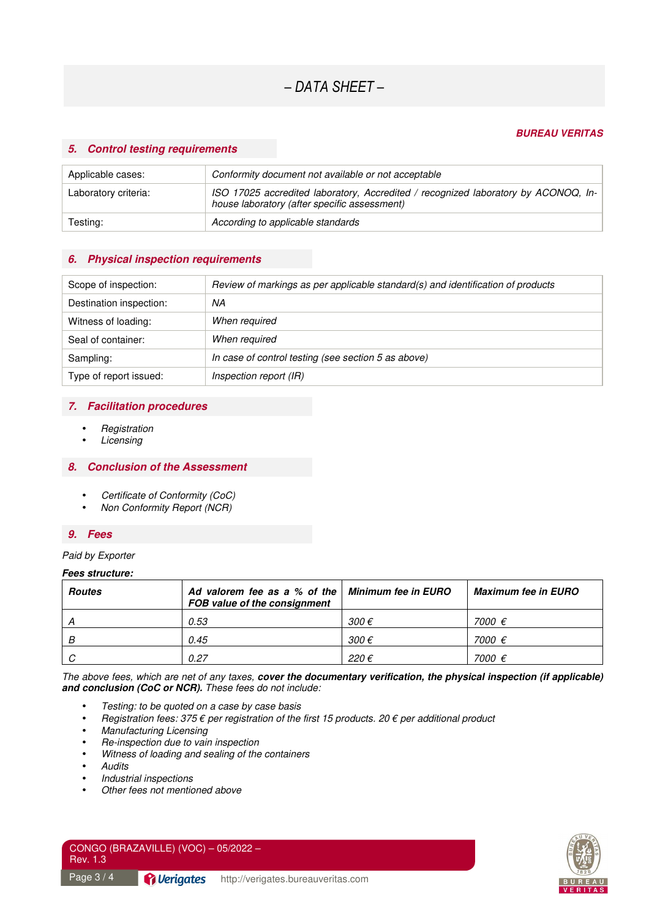# – DATA SHEET –

***BUREAU VERITAS***

## 5. Control testing requirements

| | |
|---|---|
| Applicable cases: | *Conformity document not available or not acceptable* |
| Laboratory criteria: | *ISO 17025 accredited laboratory, Accredited / recognized laboratory by ACONOQ, In-house laboratory (after specific assessment)* |
| Testing: | *According to applicable standards* |

## 6. Physical inspection requirements

| | |
|---|---|
| Scope of inspection: | *Review of markings as per applicable standard(s) and identification of products* |
| Destination inspection: | *NA* |
| Witness of loading: | *When required* |
| Seal of container: | *When required* |
| Sampling: | *In case of control testing (see section 5 as above)* |
| Type of report issued: | *Inspection report (IR)* |

## 7. Facilitation procedures

- *Registration*
- *Licensing*

## 8. Conclusion of the Assessment

- *Certificate of Conformity (CoC)*
- *Non Conformity Report (NCR)*

## 9. Fees

*Paid by Exporter*

***Fees structure:***

| ***Routes*** | ***Ad valorem fee as a % of the FOB value of the consignment*** | ***Minimum fee in EURO*** | ***Maximum fee in EURO*** |
|---|---|---|---|
| *A* | *0.53* | *300 €* | *7000 €* |
| *B* | *0.45* | *300 €* | *7000 €* |
| *C* | *0.27* | *220 €* | *7000 €* |

*The above fees, which are net of any taxes,* ***cover the documentary verification, the physical inspection (if applicable) and conclusion (CoC or NCR).*** *These fees do not include:*

- *Testing: to be quoted on a case by case basis*
- *Registration fees: 375 € per registration of the first 15 products. 20 € per additional product*
- *Manufacturing Licensing*
- *Re-inspection due to vain inspection*
- *Witness of loading and sealing of the containers*
- *Audits*
- *Industrial inspections*
- *Other fees not mentioned above*

CONGO (BRAZAVILLE) (VOC) – 05/2022 – Rev. 1.3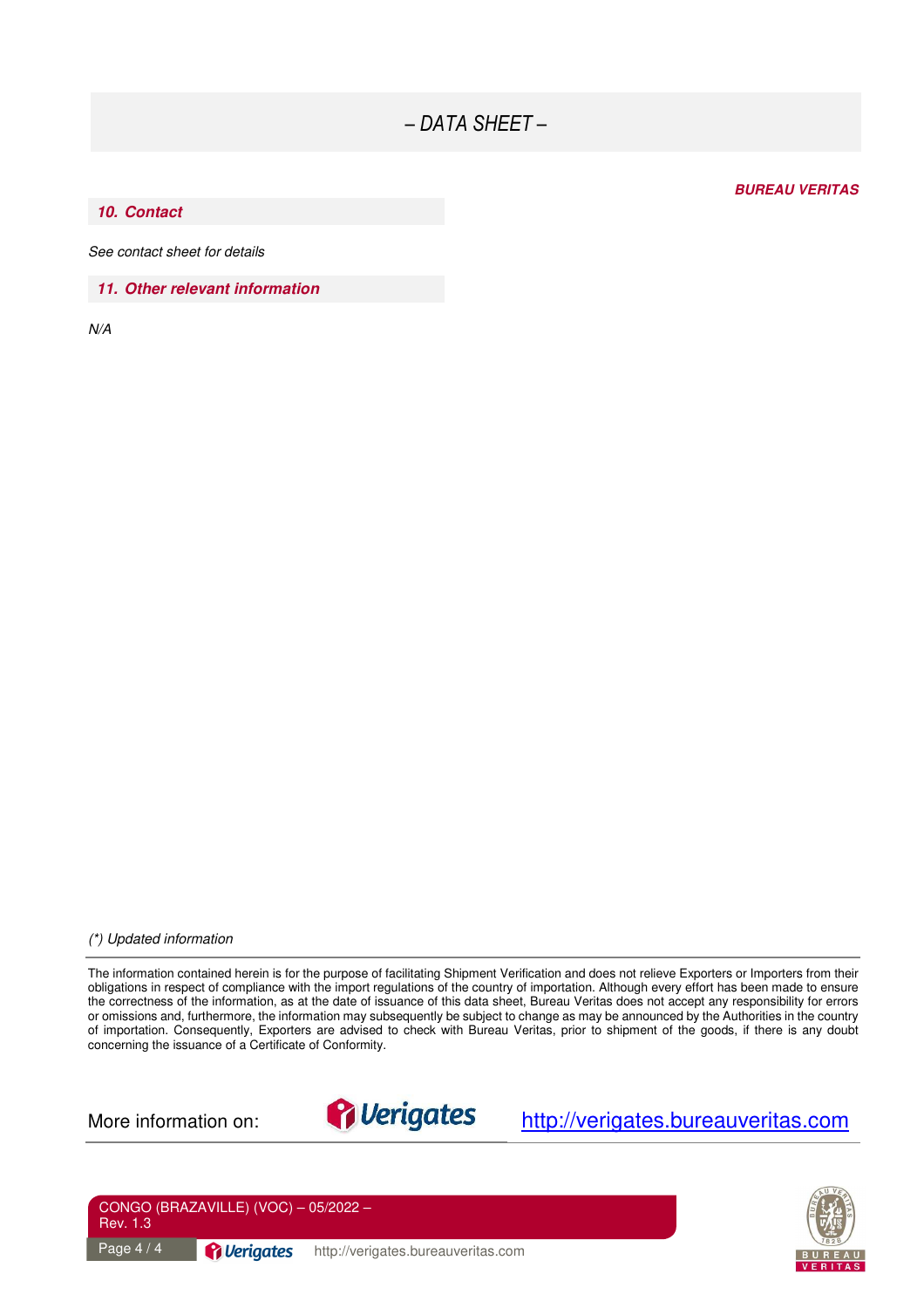## 10. Contact

*See contact sheet for details*

## 11. Other relevant information

*N/A*

*(\*) Updated information*

The information contained herein is for the purpose of facilitating Shipment Verification and does not relieve Exporters or Importers from their obligations in respect of compliance with the import regulations of the country of importation. Although every effort has been made to ensure the correctness of the information, as at the date of issuance of this data sheet, Bureau Veritas does not accept any responsibility for errors or omissions and, furthermore, the information may subsequently be subject to change as may be announced by the Authorities in the country of importation. Consequently, Exporters are advised to check with Bureau Veritas, prior to shipment of the goods, if there is any doubt concerning the issuance of a Certificate of Conformity.

More information on: Verigates http://verigates.bureauveritas.com